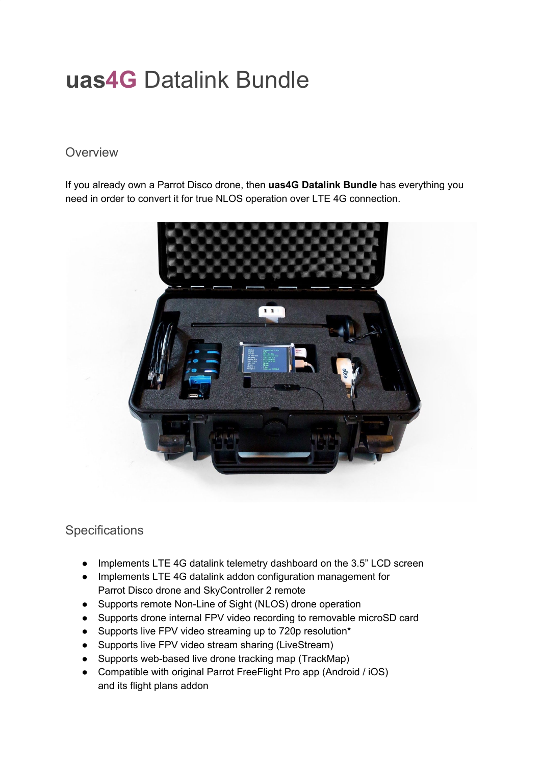# **uas4G** Datalink Bundle

## Overview

If you already own a Parrot Disco drone, then **uas4G Datalink Bundle** has everything you need in order to convert it for true NLOS operation over LTE 4G connection.

## Specifications

- Implements LTE 4G datalink telemetry dashboard on the 3.5" LCD screen
- Implements LTE 4G datalink addon configuration management for Parrot Disco drone and SkyController 2 remote
- Supports remote Non-Line of Sight (NLOS) drone operation
- Supports drone internal FPV video recording to removable microSD card
- Supports live FPV video streaming up to 720p resolution*
- Supports live FPV video stream sharing (LiveStream)
- Supports web-based live drone tracking map (TrackMap)
- Compatible with original Parrot FreeFlight Pro app (Android / iOS) and its flight plans addon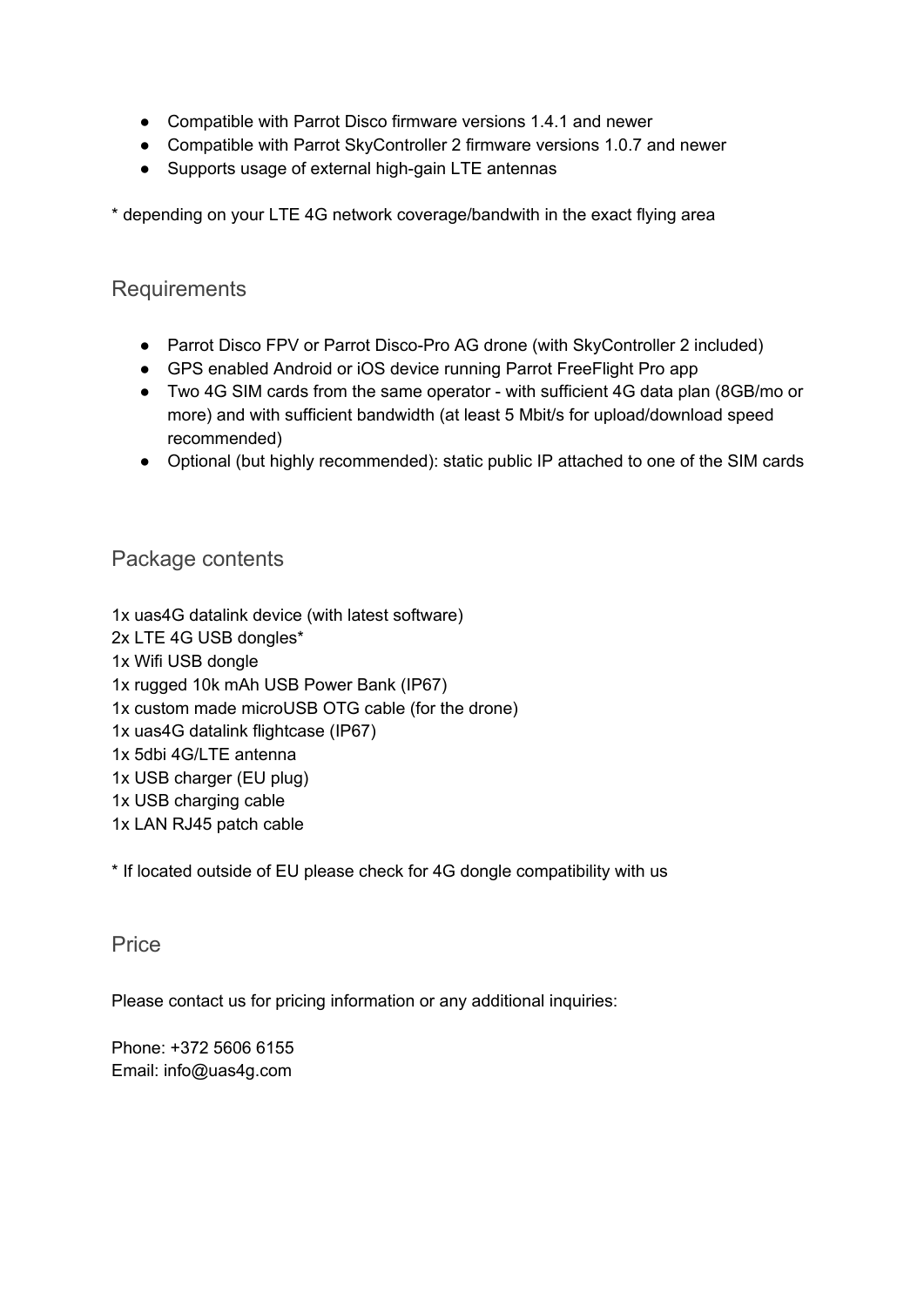- Compatible with Parrot Disco firmware versions 1.4.1 and newer
- Compatible with Parrot SkyController 2 firmware versions 1.0.7 and newer
- Supports usage of external high-gain LTE antennas

* depending on your LTE 4G network coverage/bandwith in the exact flying area

## Requirements

- Parrot Disco FPV or Parrot Disco-Pro AG drone (with SkyController 2 included)
- GPS enabled Android or iOS device running Parrot FreeFlight Pro app
- Two 4G SIM cards from the same operator - with sufficient 4G data plan (8GB/mo or more) and with sufficient bandwidth (at least 5 Mbit/s for upload/download speed recommended)
- Optional (but highly recommended): static public IP attached to one of the SIM cards

## Package contents

1x uas4G datalink device (with latest software)
2x LTE 4G USB dongles*
1x Wifi USB dongle
1x rugged 10k mAh USB Power Bank (IP67)
1x custom made microUSB OTG cable (for the drone)
1x uas4G datalink flightcase (IP67)
1x 5dbi 4G/LTE antenna
1x USB charger (EU plug)
1x USB charging cable
1x LAN RJ45 patch cable

* If located outside of EU please check for 4G dongle compatibility with us

## Price

Please contact us for pricing information or any additional inquiries:

Phone: +372 5606 6155
Email: info@uas4g.com